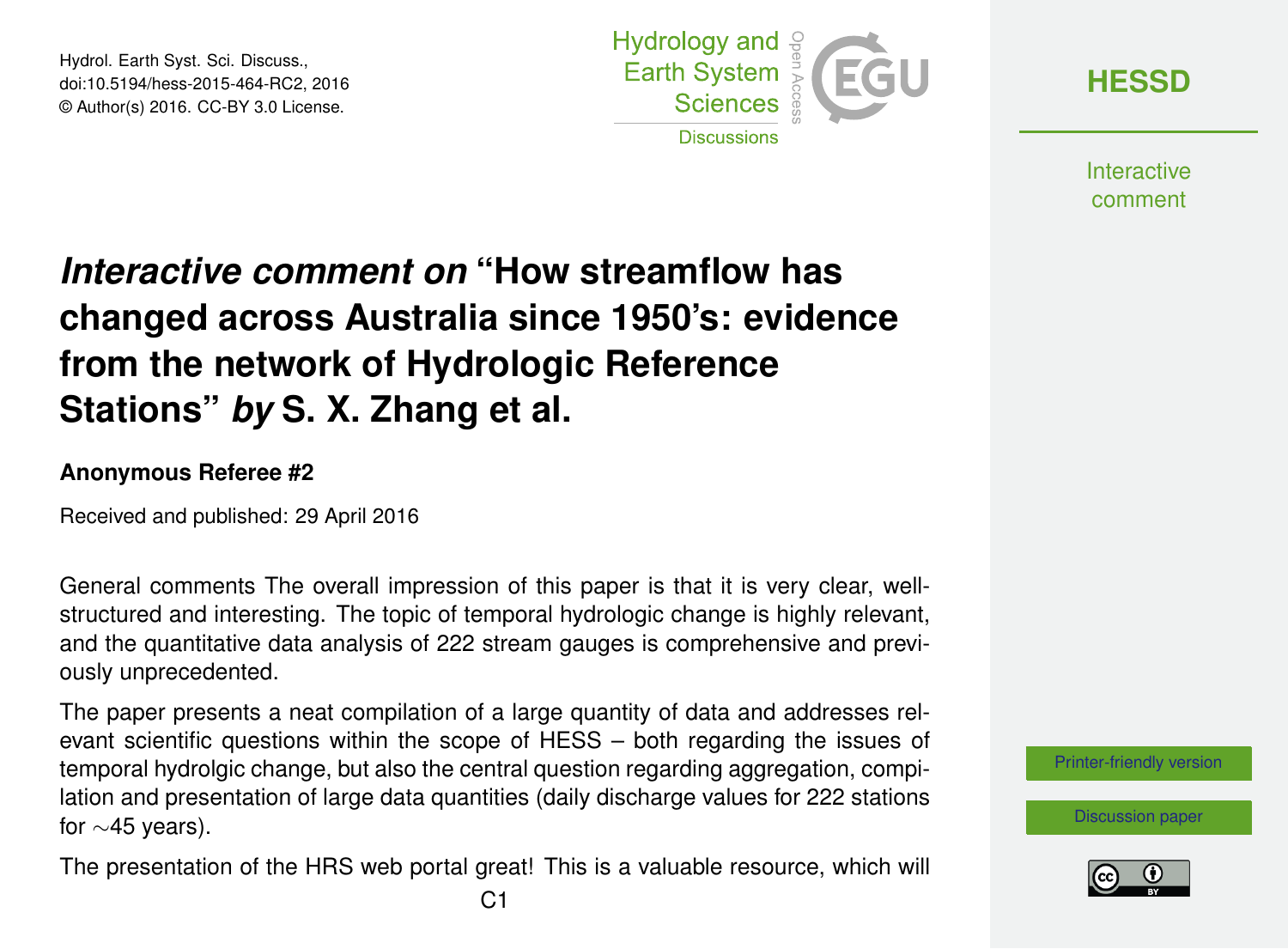# *Interactive comment on* "How streamflow has changed across Australia since 1950's: evidence from the network of Hydrologic Reference Stations" *by* S. X. Zhang et al.

**Anonymous Referee #2**

Received and published: 29 April 2016

General comments The overall impression of this paper is that it is very clear, well-structured and interesting. The topic of temporal hydrologic change is highly relevant, and the quantitative data analysis of 222 stream gauges is comprehensive and previously unprecedented.

The paper presents a neat compilation of a large quantity of data and addresses relevant scientific questions within the scope of HESS – both regarding the issues of temporal hydrolgic change, but also the central question regarding aggregation, compilation and presentation of large data quantities (daily discharge values for 222 stations for ∼45 years).

The presentation of the HRS web portal great! This is a valuable resource, which will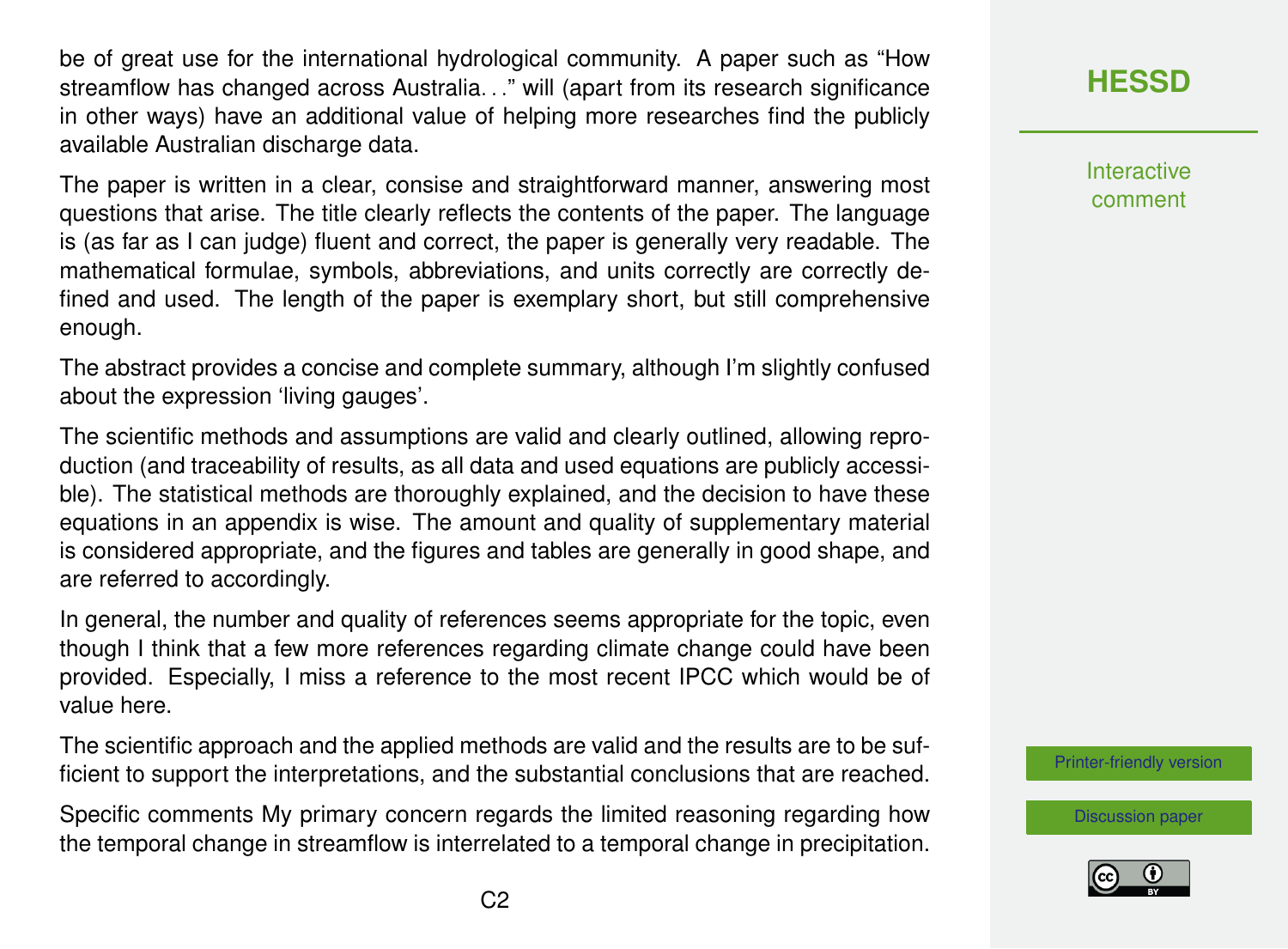be of great use for the international hydrological community. A paper such as "How streamflow has changed across Australia…" will (apart from its research significance in other ways) have an additional value of helping more researches find the publicly available Australian discharge data.

The paper is written in a clear, consise and straightforward manner, answering most questions that arise. The title clearly reflects the contents of the paper. The language is (as far as I can judge) fluent and correct, the paper is generally very readable. The mathematical formulae, symbols, abbreviations, and units correctly are correctly defined and used. The length of the paper is exemplary short, but still comprehensive enough.

The abstract provides a concise and complete summary, although I'm slightly confused about the expression 'living gauges'.

The scientific methods and assumptions are valid and clearly outlined, allowing reproduction (and traceability of results, as all data and used equations are publicly accessible). The statistical methods are thoroughly explained, and the decision to have these equations in an appendix is wise. The amount and quality of supplementary material is considered appropriate, and the figures and tables are generally in good shape, and are referred to accordingly.

In general, the number and quality of references seems appropriate for the topic, even though I think that a few more references regarding climate change could have been provided. Especially, I miss a reference to the most recent IPCC which would be of value here.

The scientific approach and the applied methods are valid and the results are to be sufficient to support the interpretations, and the substantial conclusions that are reached.

Specific comments My primary concern regards the limited reasoning regarding how the temporal change in streamflow is interrelated to a temporal change in precipitation.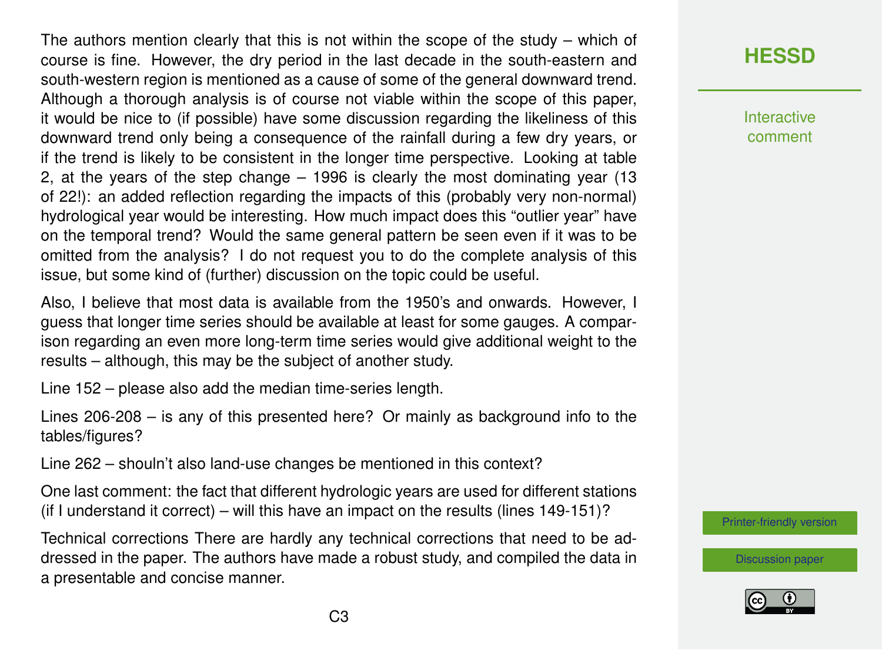The authors mention clearly that this is not within the scope of the study – which of course is fine. However, the dry period in the last decade in the south-eastern and south-western region is mentioned as a cause of some of the general downward trend. Although a thorough analysis is of course not viable within the scope of this paper, it would be nice to (if possible) have some discussion regarding the likeliness of this downward trend only being a consequence of the rainfall during a few dry years, or if the trend is likely to be consistent in the longer time perspective. Looking at table 2, at the years of the step change – 1996 is clearly the most dominating year (13 of 22!): an added reflection regarding the impacts of this (probably very non-normal) hydrological year would be interesting. How much impact does this "outlier year" have on the temporal trend? Would the same general pattern be seen even if it was to be omitted from the analysis? I do not request you to do the complete analysis of this issue, but some kind of (further) discussion on the topic could be useful.

Also, I believe that most data is available from the 1950's and onwards. However, I guess that longer time series should be available at least for some gauges. A comparison regarding an even more long-term time series would give additional weight to the results – although, this may be the subject of another study.

Line 152 – please also add the median time-series length.

Lines 206-208 – is any of this presented here? Or mainly as background info to the tables/figures?

Line 262 – shouln't also land-use changes be mentioned in this context?

One last comment: the fact that different hydrologic years are used for different stations (if I understand it correct) – will this have an impact on the results (lines 149-151)?

Technical corrections There are hardly any technical corrections that need to be addressed in the paper. The authors have made a robust study, and compiled the data in a presentable and concise manner.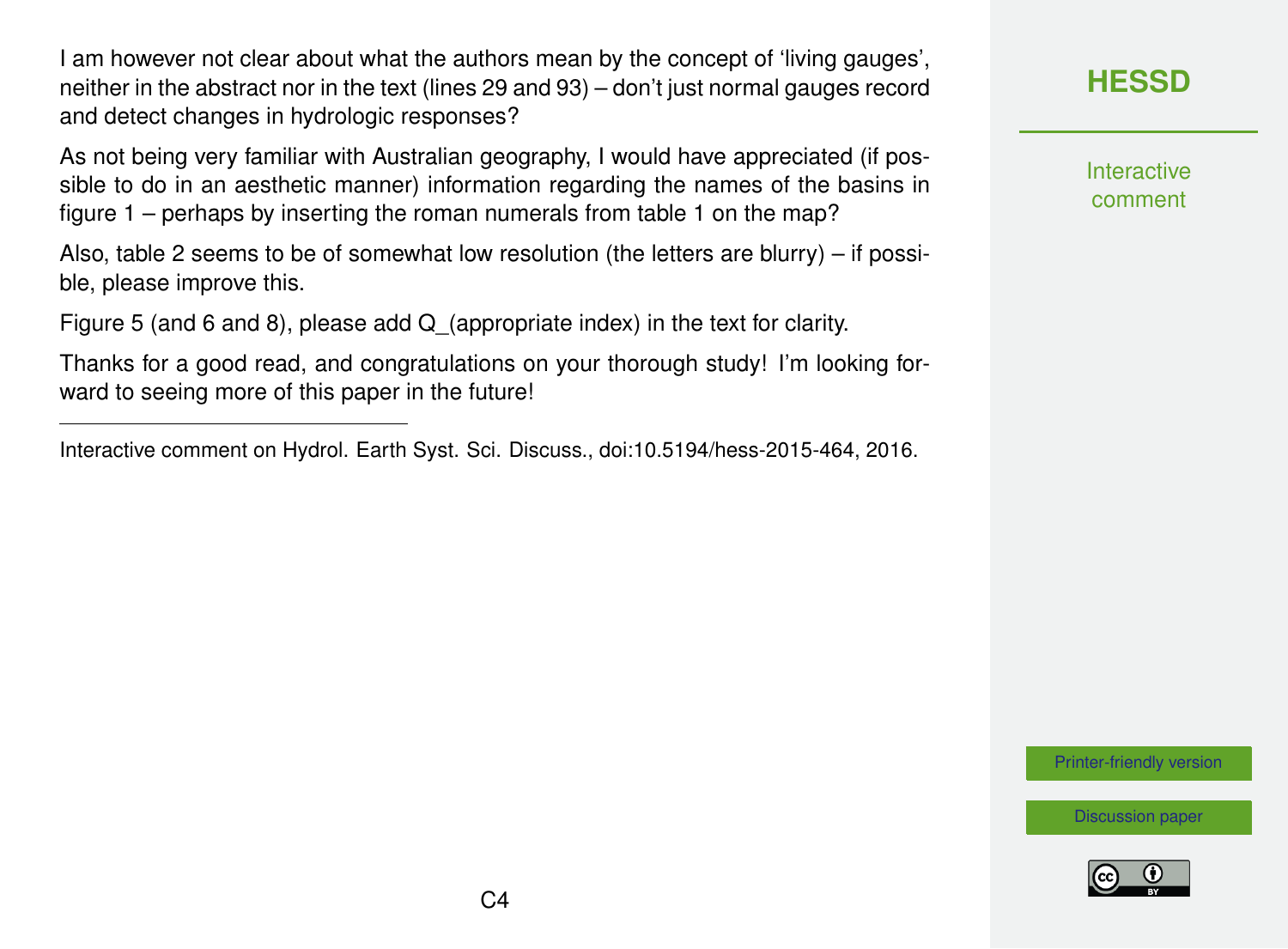I am however not clear about what the authors mean by the concept of 'living gauges', neither in the abstract nor in the text (lines 29 and 93) – don't just normal gauges record and detect changes in hydrologic responses?

As not being very familiar with Australian geography, I would have appreciated (if possible to do in an aesthetic manner) information regarding the names of the basins in figure 1 – perhaps by inserting the roman numerals from table 1 on the map?

Also, table 2 seems to be of somewhat low resolution (the letters are blurry) – if possible, please improve this.

Figure 5 (and 6 and 8), please add Q_(appropriate index) in the text for clarity.

Thanks for a good read, and congratulations on your thorough study! I'm looking forward to seeing more of this paper in the future!

---

Interactive comment on Hydrol. Earth Syst. Sci. Discuss., doi:10.5194/hess-2015-464, 2016.